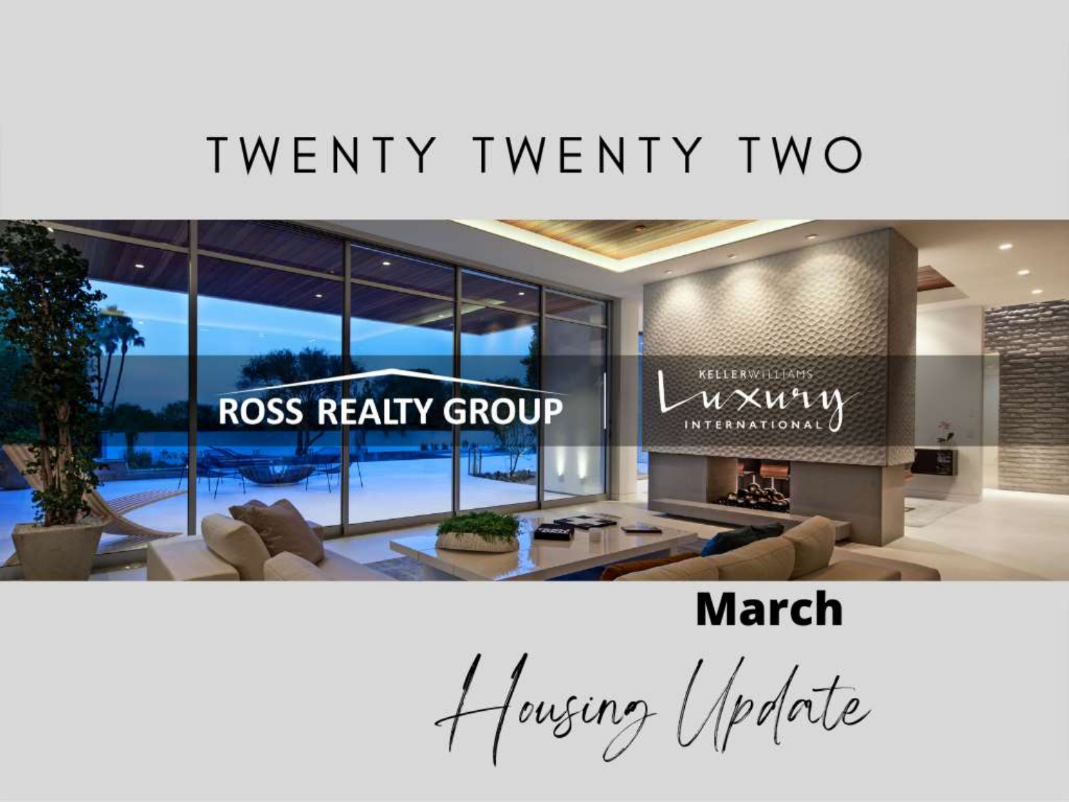# TWENTY TWENTY TWO

ROSS REALTY GROUP | KELLERWILLIAMS Luxury INTERNATIONAL

**March**

*Housing Update*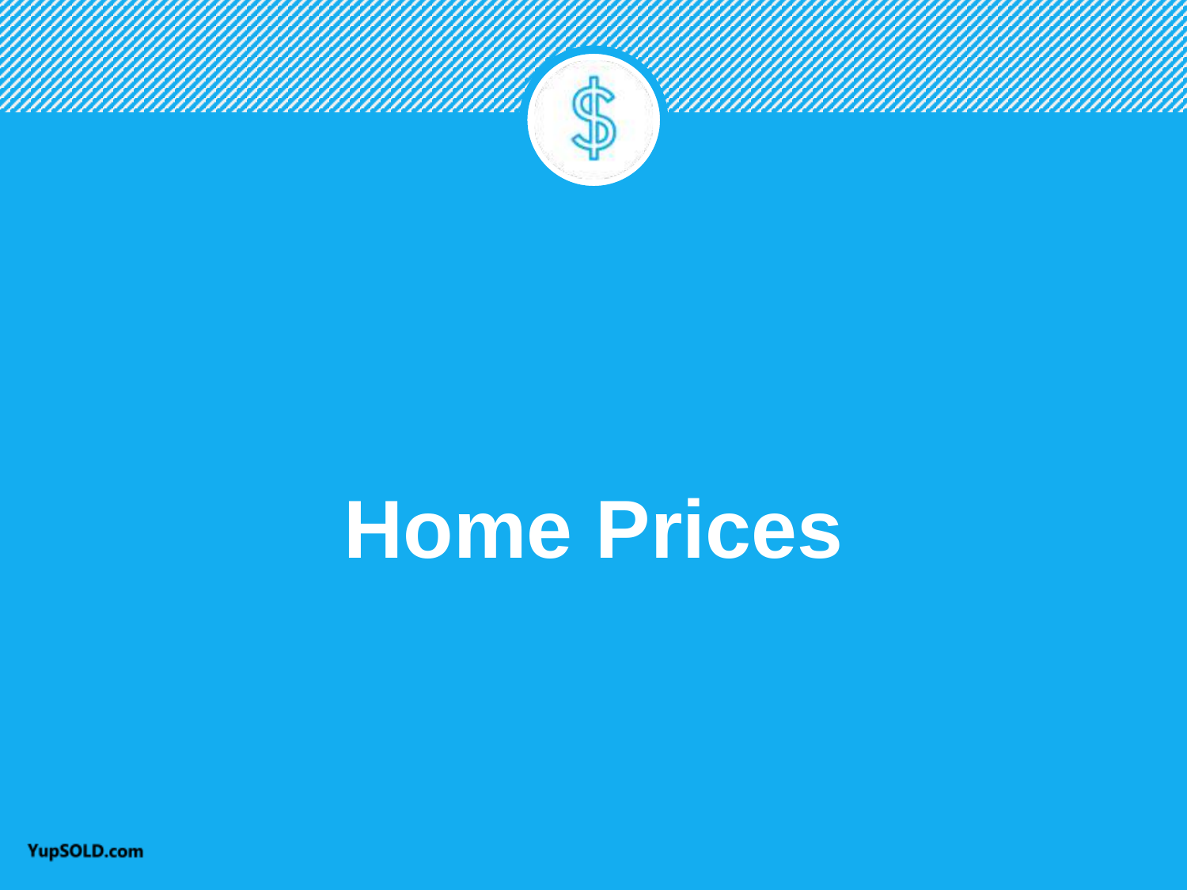# Home Prices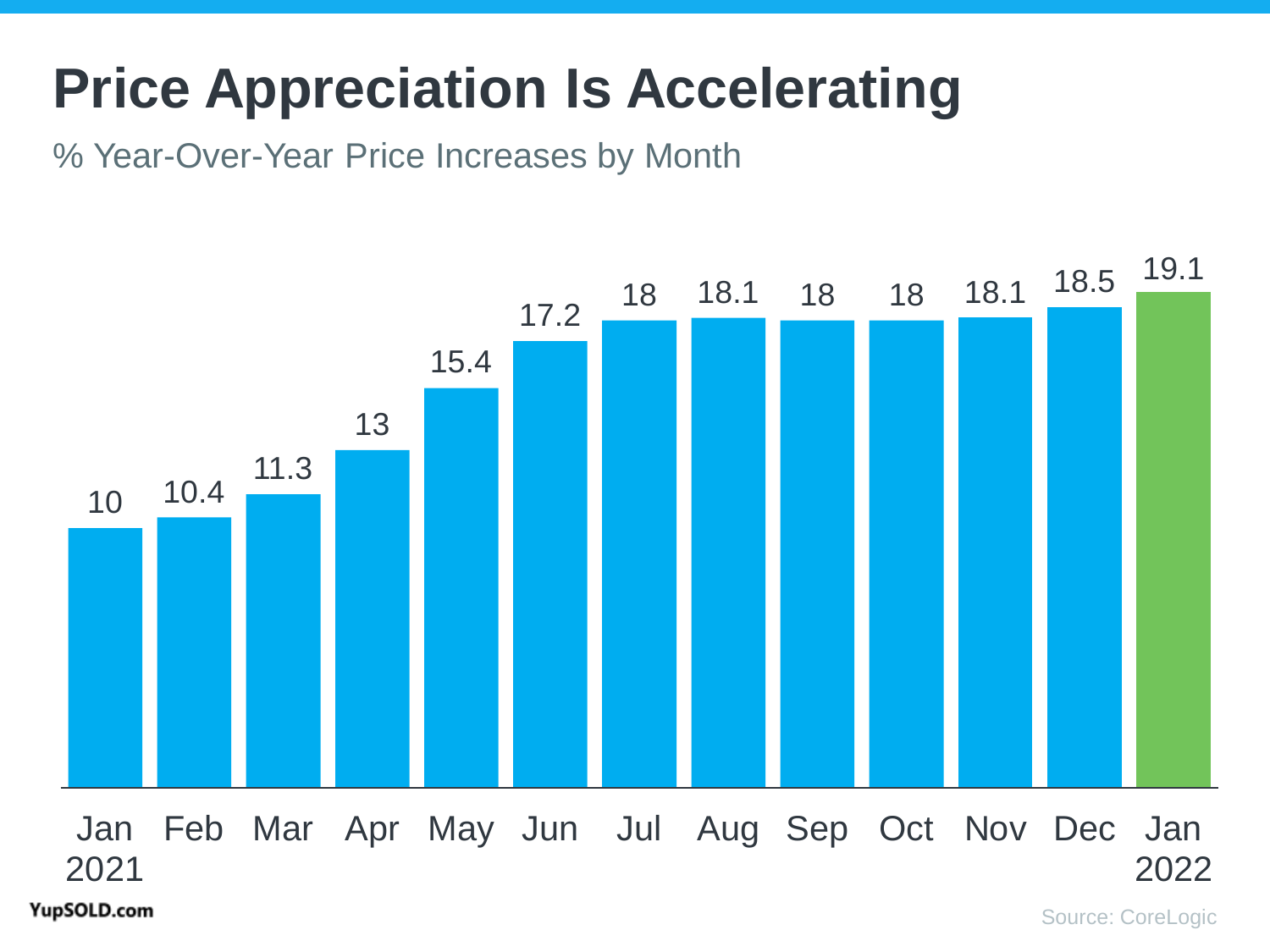# Price Appreciation Is Accelerating

% Year-Over-Year Price Increases by Month

| Month | % Year-Over-Year Price Increase |
| --- | --- |
| Jan 2021 | 10 |
| Feb | 10.4 |
| Mar | 11.3 |
| Apr | 13 |
| May | 15.4 |
| Jun | 17.2 |
| Jul | 18 |
| Aug | 18.1 |
| Sep | 18 |
| Oct | 18 |
| Nov | 18.1 |
| Dec | 18.5 |
| Jan 2022 | 19.1 |

YupSOLD.com

Source: CoreLogic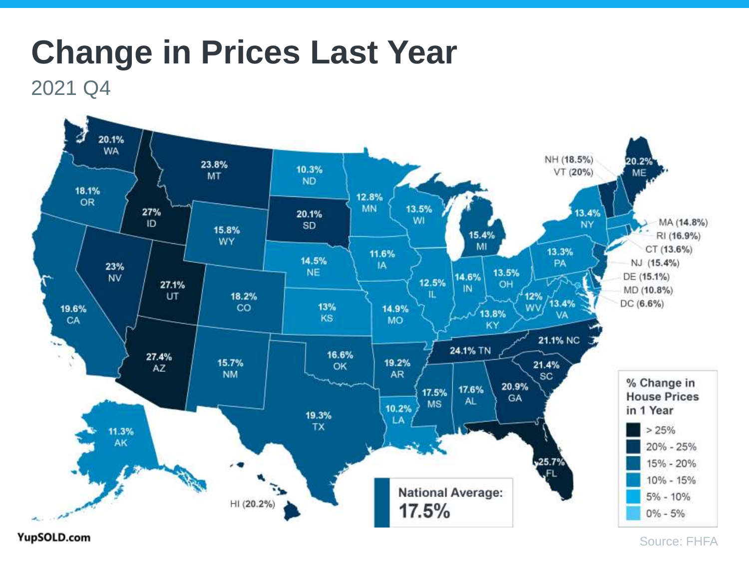# Change in Prices Last Year

2021 Q4

| State | % Change |
|---|---|
| WA | 20.1% |
| OR | 18.1% |
| CA | 19.6% |
| ID | 27% |
| NV | 23% |
| MT | 23.8% |
| UT | 27.1% |
| AZ | 27.4% |
| WY | 15.8% |
| CO | 18.2% |
| NM | 15.7% |
| ND | 10.3% |
| SD | 20.1% |
| NE | 14.5% |
| KS | 13% |
| OK | 16.6% |
| TX | 19.3% |
| MN | 12.8% |
| IA | 11.6% |
| MO | 14.9% |
| AR | 19.2% |
| LA | 10.2% |
| WI | 13.5% |
| IL | 12.5% |
| MI | 15.4% |
| IN | 14.6% |
| OH | 13.5% |
| KY | 13.8% |
| TN | 24.1% |
| MS | 17.5% |
| AL | 17.6% |
| GA | 20.9% |
| FL | 25.7% |
| SC | 21.4% |
| NC | 21.1% |
| VA | 13.4% |
| WV | 12% |
| PA | 13.3% |
| NY | 13.4% |
| ME | 20.2% |
| NH | 18.5% |
| VT | 20% |
| MA | 14.8% |
| RI | 16.9% |
| CT | 13.6% |
| NJ | 15.4% |
| DE | 15.1% |
| MD | 10.8% |
| DC | 6.6% |
| AK | 11.3% |
| HI | 20.2% |

**% Change in House Prices in 1 Year**

- > 25%
- 20% - 25%
- 15% - 20%
- 10% - 15%
- 5% - 10%
- 0% - 5%

**National Average:**
**17.5%**

YupSOLD.com

Source: FHFA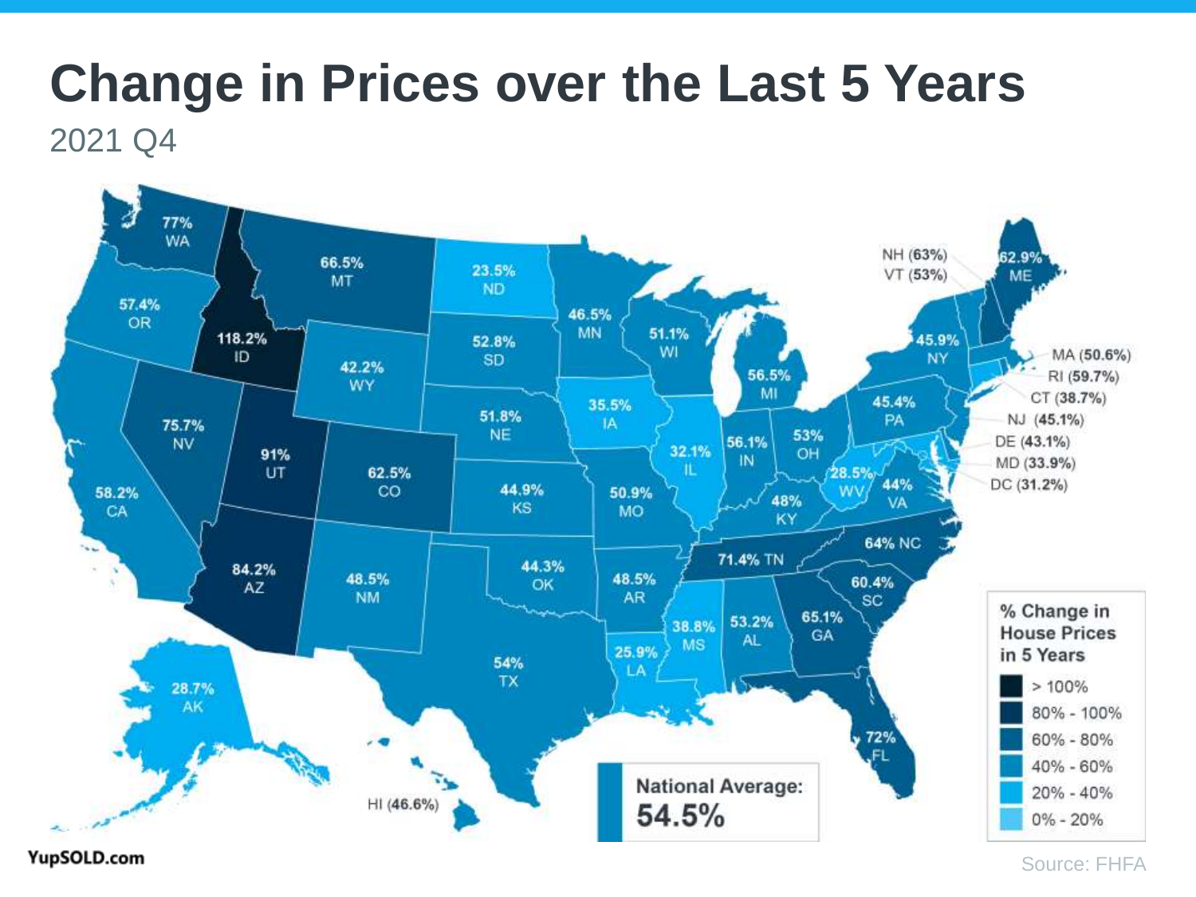# Change in Prices over the Last 5 Years

2021 Q4

| State | % Change |
| --- | --- |
| WA | 77% |
| OR | 57.4% |
| CA | 58.2% |
| ID | 118.2% |
| NV | 75.7% |
| MT | 66.5% |
| WY | 42.2% |
| UT | 91% |
| AZ | 84.2% |
| CO | 62.5% |
| NM | 48.5% |
| ND | 23.5% |
| SD | 52.8% |
| NE | 51.8% |
| KS | 44.9% |
| OK | 44.3% |
| TX | 54% |
| MN | 46.5% |
| IA | 35.5% |
| MO | 50.9% |
| AR | 48.5% |
| LA | 25.9% |
| WI | 51.1% |
| IL | 32.1% |
| MI | 56.5% |
| IN | 56.1% |
| OH | 53% |
| KY | 48% |
| TN | 71.4% |
| MS | 38.8% |
| AL | 53.2% |
| GA | 65.1% |
| FL | 72% |
| SC | 60.4% |
| NC | 64% |
| VA | 44% |
| WV | 28.5% |
| PA | 45.4% |
| NY | 45.9% |
| ME | 62.9% |
| NH | 63% |
| VT | 53% |
| MA | 50.6% |
| RI | 59.7% |
| CT | 38.7% |
| NJ | 45.1% |
| DE | 43.1% |
| MD | 33.9% |
| DC | 31.2% |
| AK | 28.7% |
| HI | 46.6% |

**National Average:** 54.5%

**% Change in House Prices in 5 Years**

- > 100%
- 80% - 100%
- 60% - 80%
- 40% - 60%
- 20% - 40%
- 0% - 20%

YupSOLD.com

Source: FHFA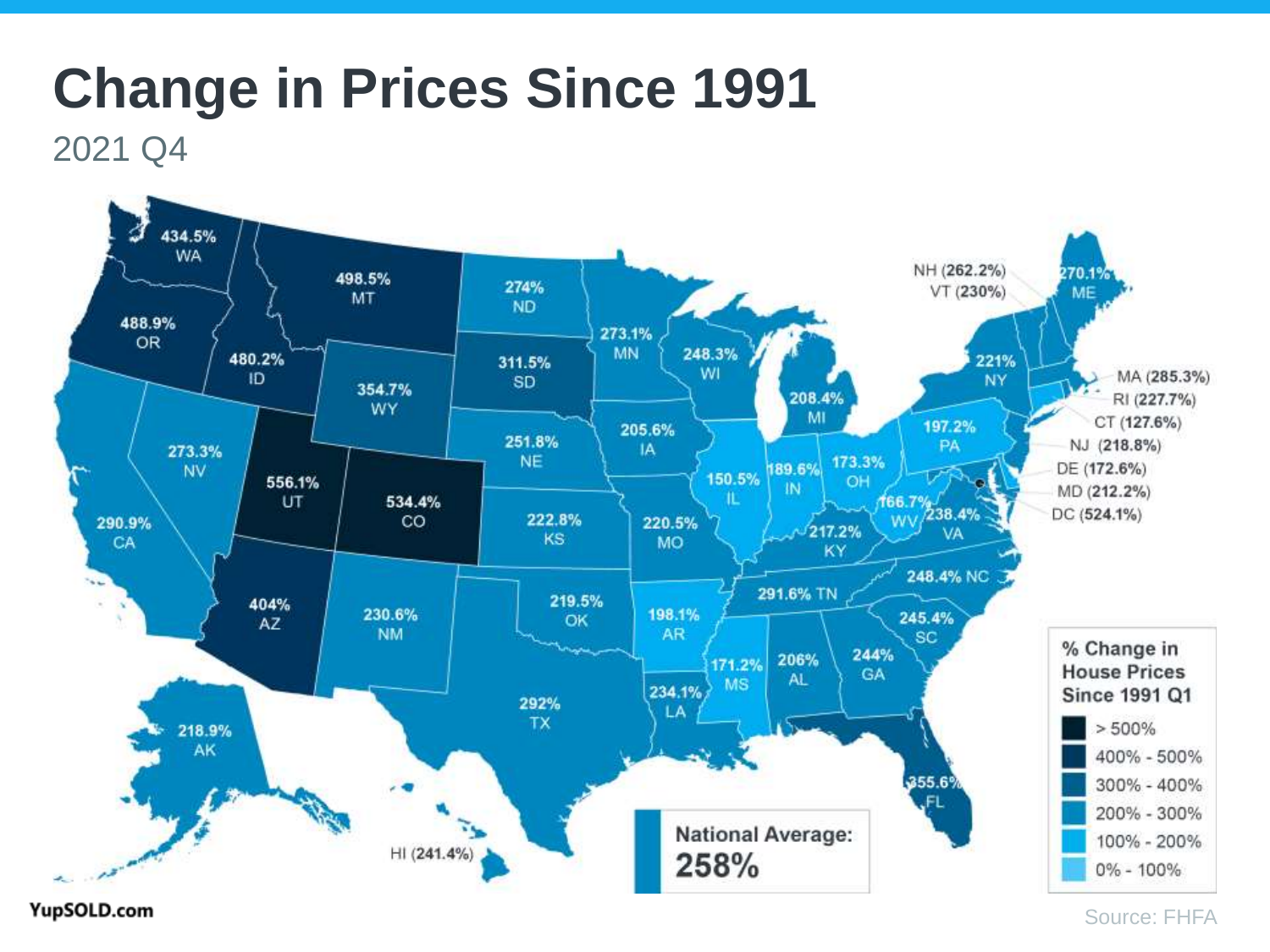# Change in Prices Since 1991

2021 Q4

| State | % Change |
|---|---|
| WA | 434.5% |
| MT | 498.5% |
| OR | 488.9% |
| ID | 480.2% |
| ND | 274% |
| MN | 273.1% |
| SD | 311.5% |
| WI | 248.3% |
| WY | 354.7% |
| MI | 208.4% |
| NE | 251.8% |
| IA | 205.6% |
| NV | 273.3% |
| UT | 556.1% |
| CO | 534.4% |
| CA | 290.9% |
| KS | 222.8% |
| MO | 220.5% |
| IL | 150.5% |
| IN | 189.6% |
| OH | 173.3% |
| PA | 197.2% |
| NY | 221% |
| WV | 166.7% |
| VA | 238.4% |
| KY | 217.2% |
| AZ | 404% |
| NM | 230.6% |
| OK | 219.5% |
| AR | 198.1% |
| TN | 291.6% |
| NC | 248.4% |
| SC | 245.4% |
| MS | 171.2% |
| AL | 206% |
| GA | 244% |
| TX | 292% |
| LA | 234.1% |
| FL | 355.6% |
| AK | 218.9% |
| HI | 241.4% |
| NH | 262.2% |
| VT | 230% |
| ME | 270.1% |
| MA | 285.3% |
| RI | 227.7% |
| CT | 127.6% |
| NJ | 218.8% |
| DE | 172.6% |
| MD | 212.2% |
| DC | 524.1% |

**% Change in House Prices Since 1991 Q1**

- > 500%
- 400% - 500%
- 300% - 400%
- 200% - 300%
- 100% - 200%
- 0% - 100%

**National Average: 258%**

YupSOLD.com

Source: FHFA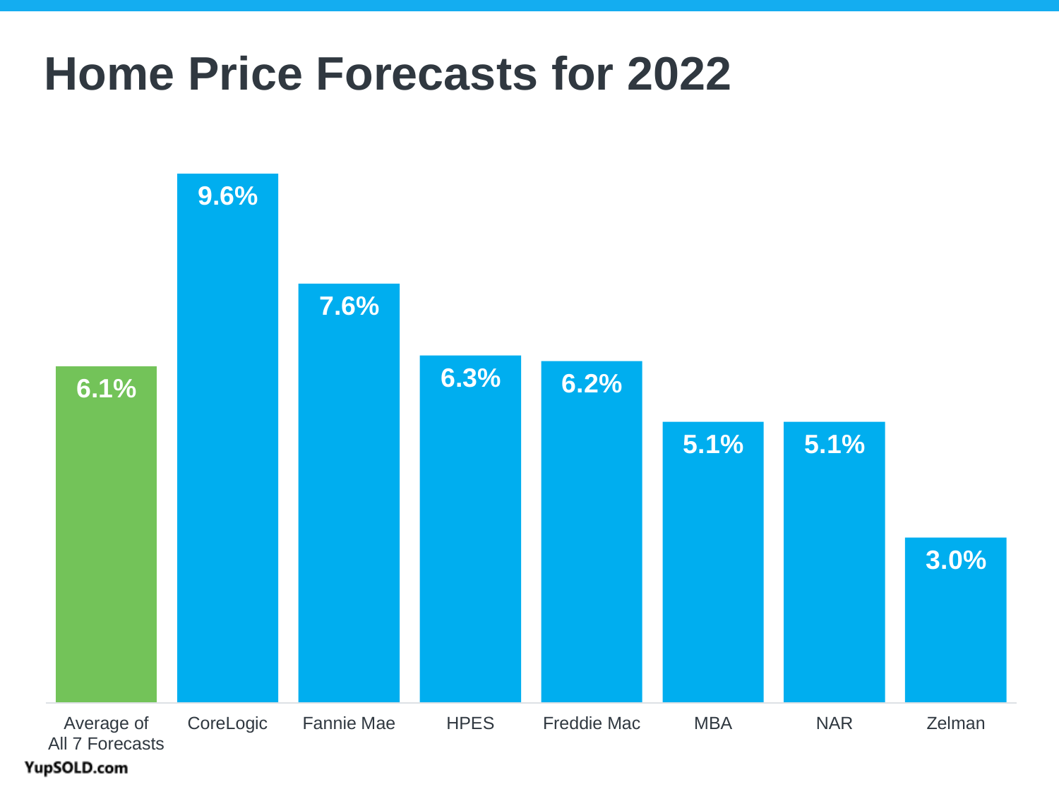# Home Price Forecasts for 2022

| Forecast | Value |
|---|---|
| Average of All 7 Forecasts | 6.1% |
| CoreLogic | 9.6% |
| Fannie Mae | 7.6% |
| HPES | 6.3% |
| Freddie Mac | 6.2% |
| MBA | 5.1% |
| NAR | 5.1% |
| Zelman | 3.0% |

YupSOLD.com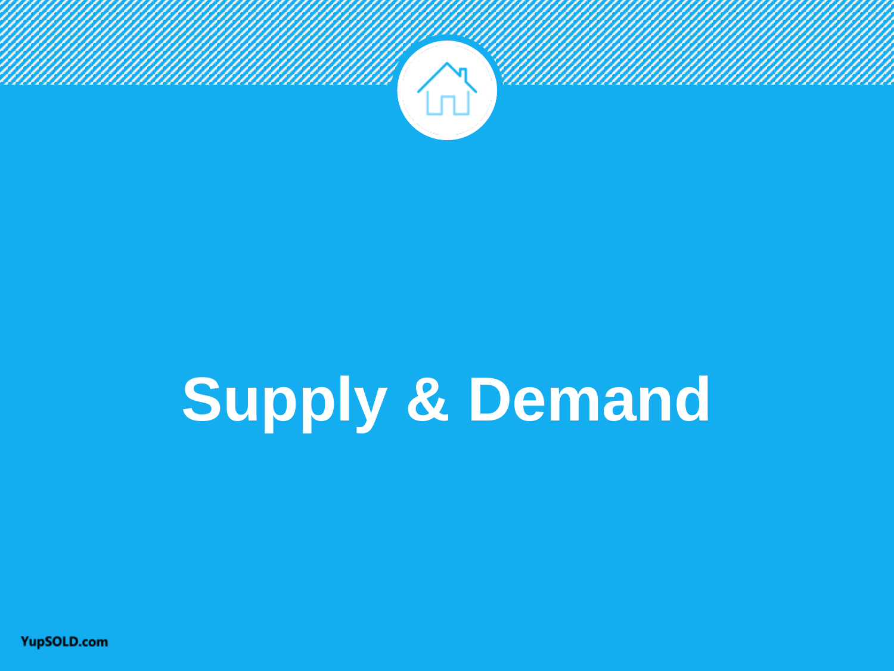# Supply & Demand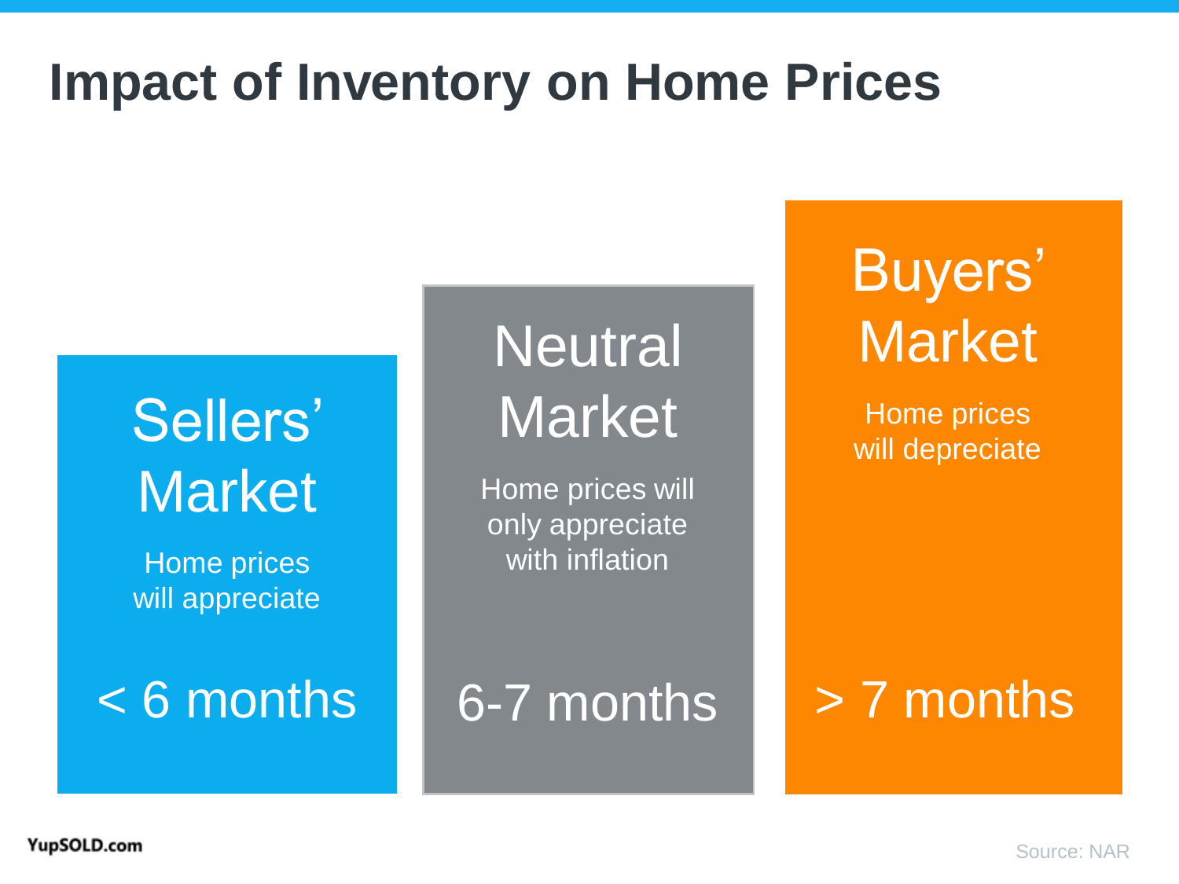# Impact of Inventory on Home Prices

| Sellers' Market | Neutral Market | Buyers' Market |
| --- | --- | --- |
| Home prices will appreciate | Home prices will only appreciate with inflation | Home prices will depreciate |
| < 6 months | 6-7 months | > 7 months |

YupSOLD.com

Source: NAR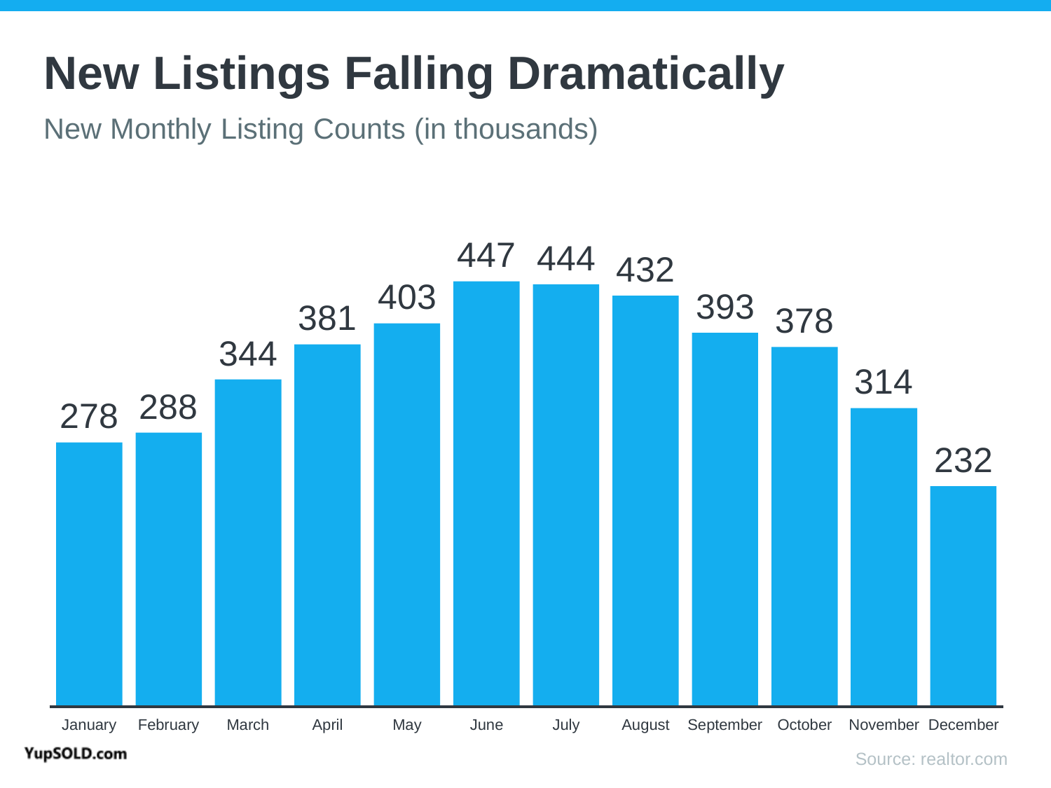# New Listings Falling Dramatically

New Monthly Listing Counts (in thousands)

| Month | New Listings (thousands) |
| --- | --- |
| January | 278 |
| February | 288 |
| March | 344 |
| April | 381 |
| May | 403 |
| June | 447 |
| July | 444 |
| August | 432 |
| September | 393 |
| October | 378 |
| November | 314 |
| December | 232 |

YupSOLD.com

Source: realtor.com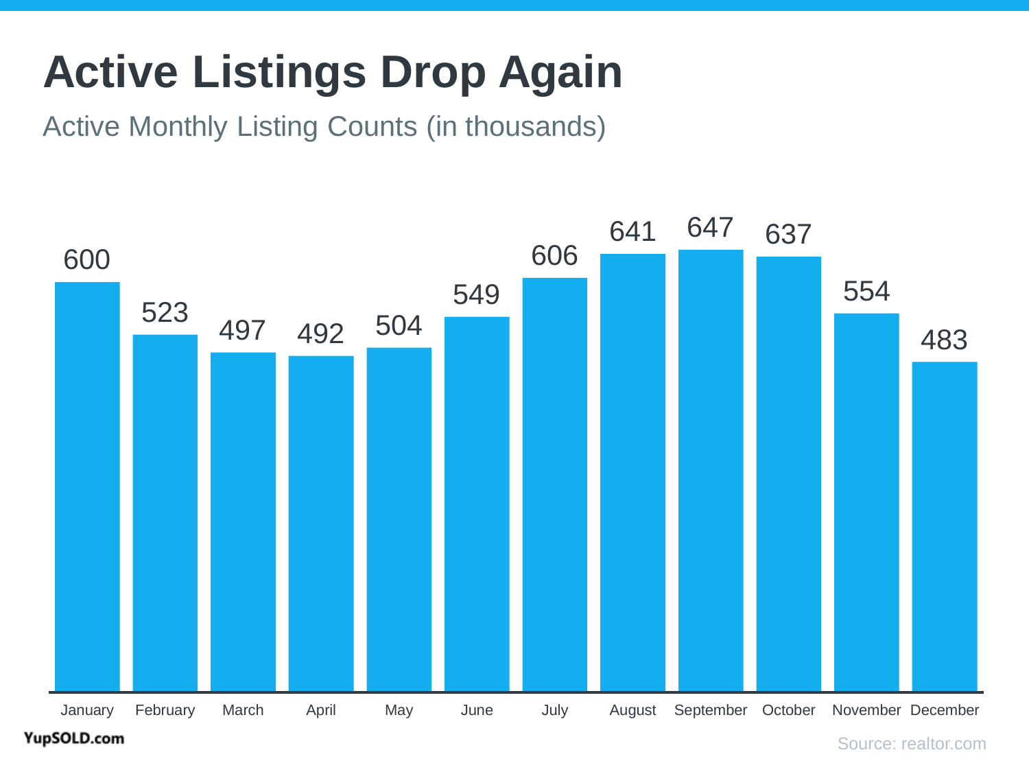# Active Listings Drop Again

Active Monthly Listing Counts (in thousands)

| Month | Active Listings (thousands) |
| --- | --- |
| January | 600 |
| February | 523 |
| March | 497 |
| April | 492 |
| May | 504 |
| June | 549 |
| July | 606 |
| August | 641 |
| September | 647 |
| October | 637 |
| November | 554 |
| December | 483 |

YupSOLD.com

Source: realtor.com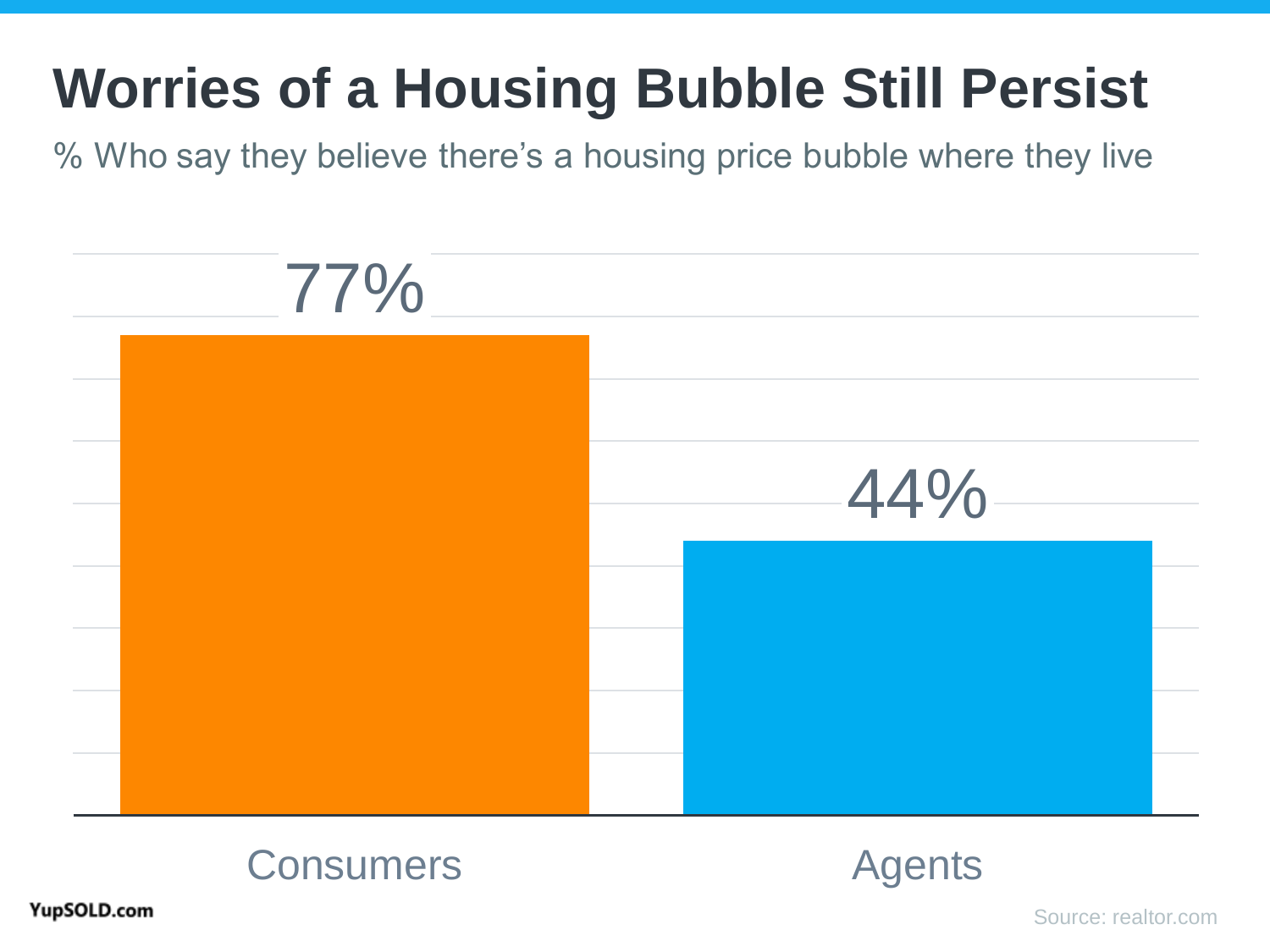# Worries of a Housing Bubble Still Persist

% Who say they believe there's a housing price bubble where they live

| | % |
| --- | --- |
| Consumers | 77% |
| Agents | 44% |

YupSOLD.com

Source: realtor.com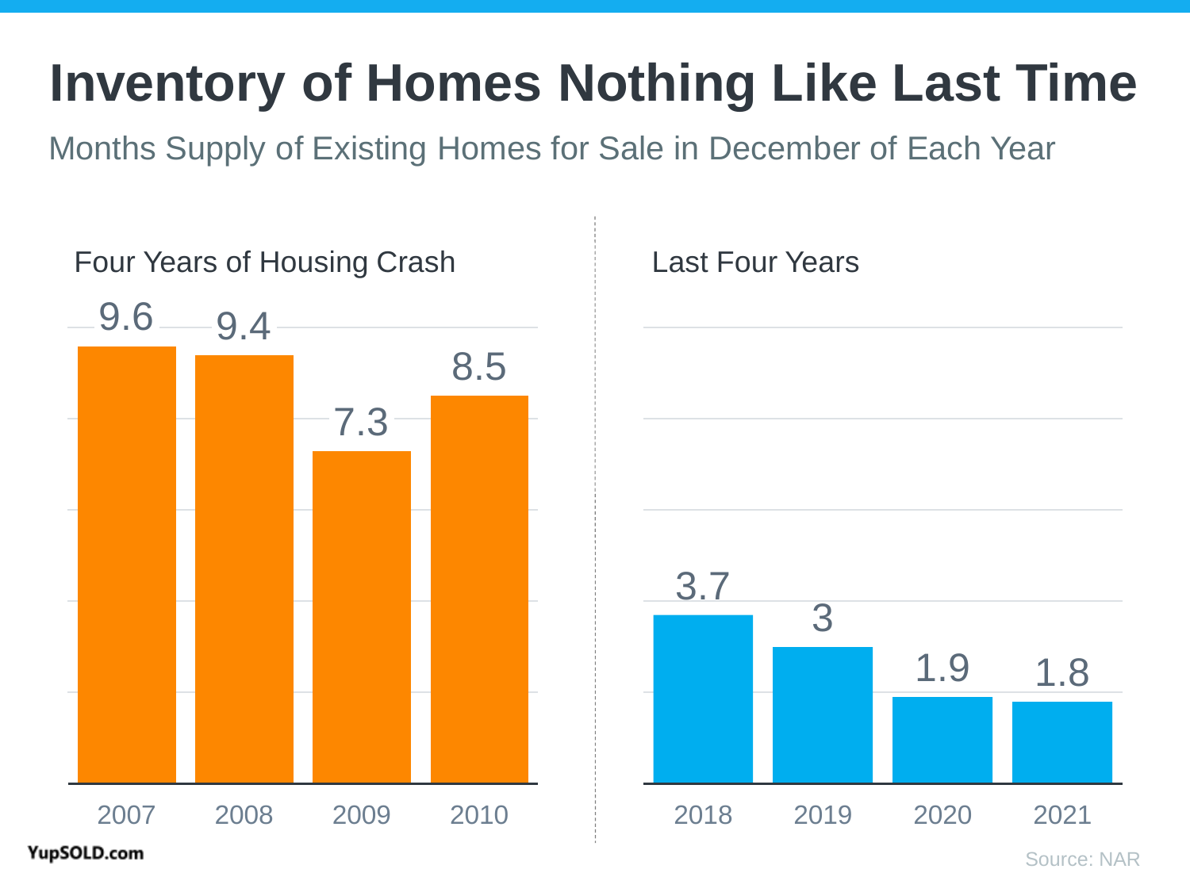# Inventory of Homes Nothing Like Last Time

Months Supply of Existing Homes for Sale in December of Each Year

### Four Years of Housing Crash

| Year | Months Supply |
|---|---|
| 2007 | 9.6 |
| 2008 | 9.4 |
| 2009 | 7.3 |
| 2010 | 8.5 |

### Last Four Years

| Year | Months Supply |
|---|---|
| 2018 | 3.7 |
| 2019 | 3 |
| 2020 | 1.9 |
| 2021 | 1.8 |

YupSOLD.com

Source: NAR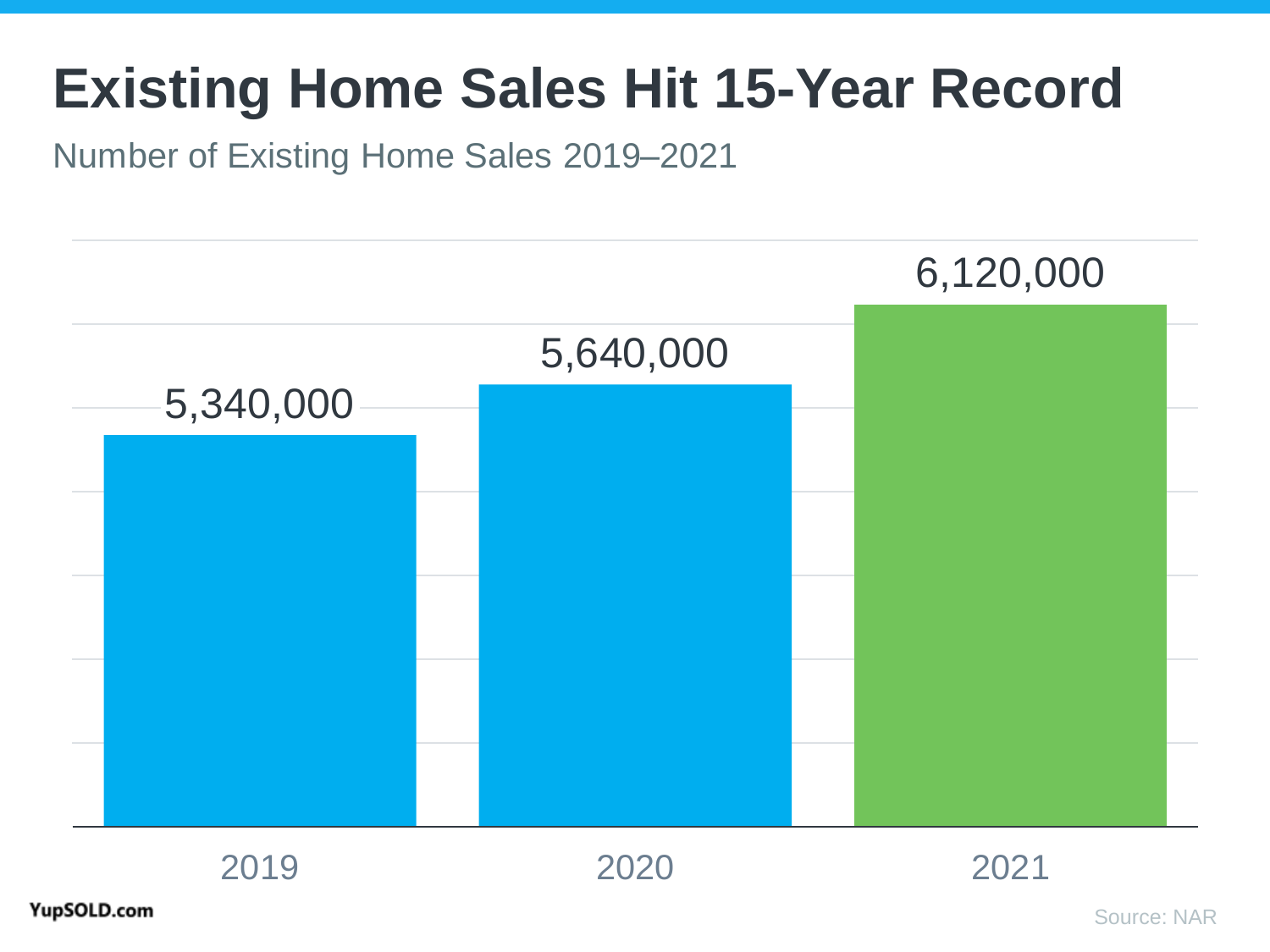# Existing Home Sales Hit 15-Year Record

Number of Existing Home Sales 2019–2021

| Year | Existing Home Sales |
| --- | --- |
| 2019 | 5,340,000 |
| 2020 | 5,640,000 |
| 2021 | 6,120,000 |

YupSOLD.com

Source: NAR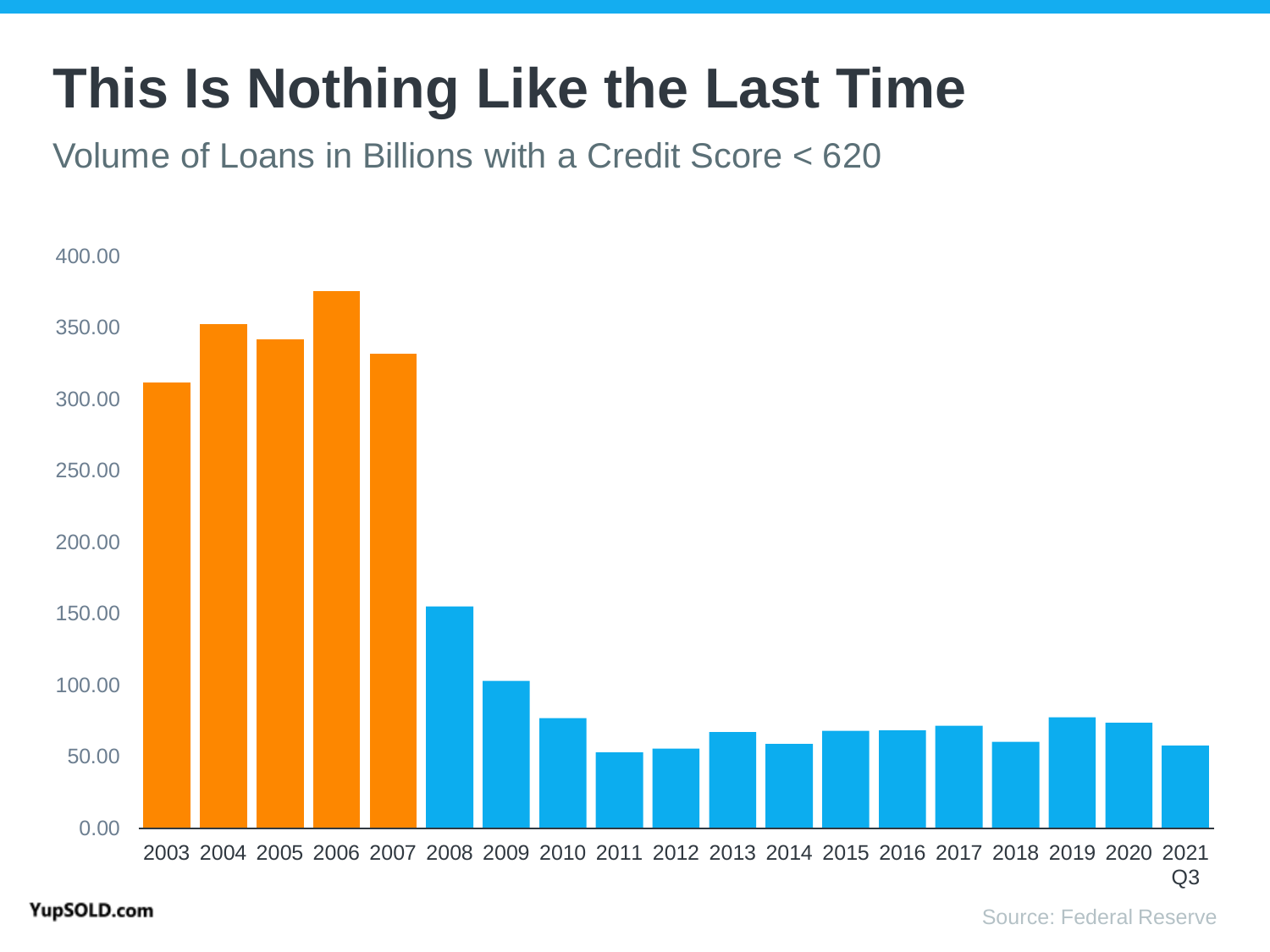# This Is Nothing Like the Last Time

Volume of Loans in Billions with a Credit Score < 620

| Year | Volume (Billions) |
| --- | --- |
| 2003 | ~311 |
| 2004 | ~352 |
| 2005 | ~341 |
| 2006 | ~375 |
| 2007 | ~331 |
| 2008 | ~155 |
| 2009 | ~103 |
| 2010 | ~77 |
| 2011 | ~53 |
| 2012 | ~55 |
| 2013 | ~67 |
| 2014 | ~59 |
| 2015 | ~68 |
| 2016 | ~68 |
| 2017 | ~71 |
| 2018 | ~60 |
| 2019 | ~77 |
| 2020 | ~74 |
| 2021 Q3 | ~58 |

YupSOLD.com

Source: Federal Reserve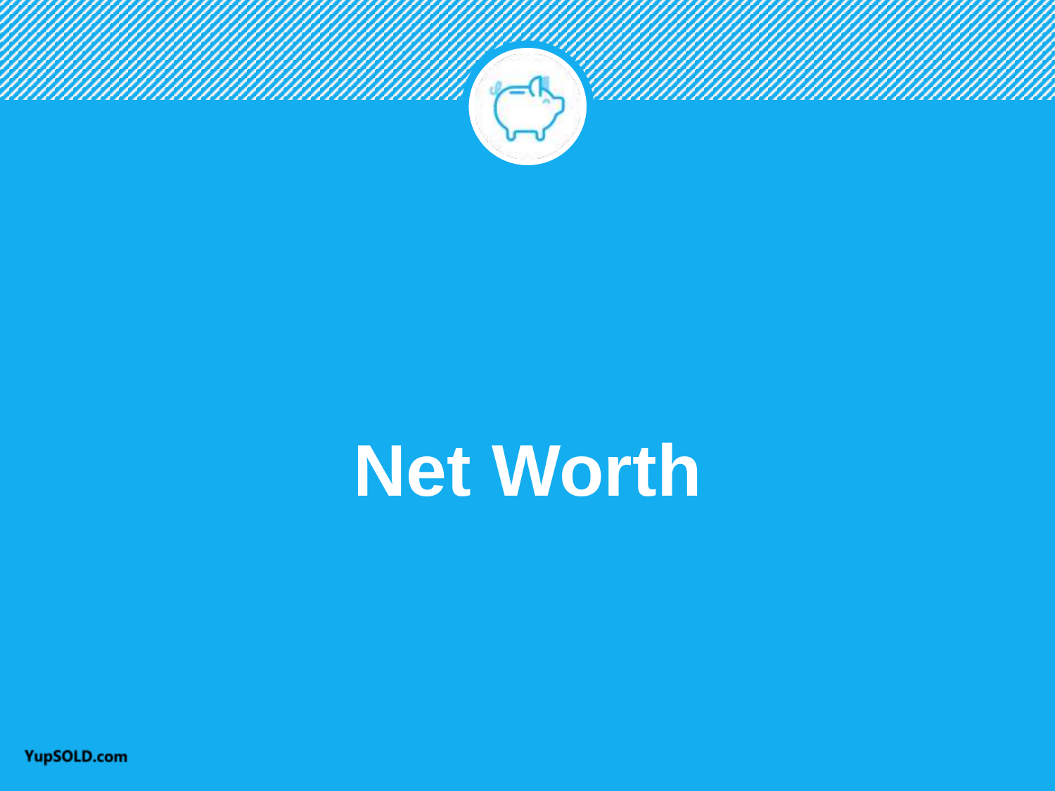# Net Worth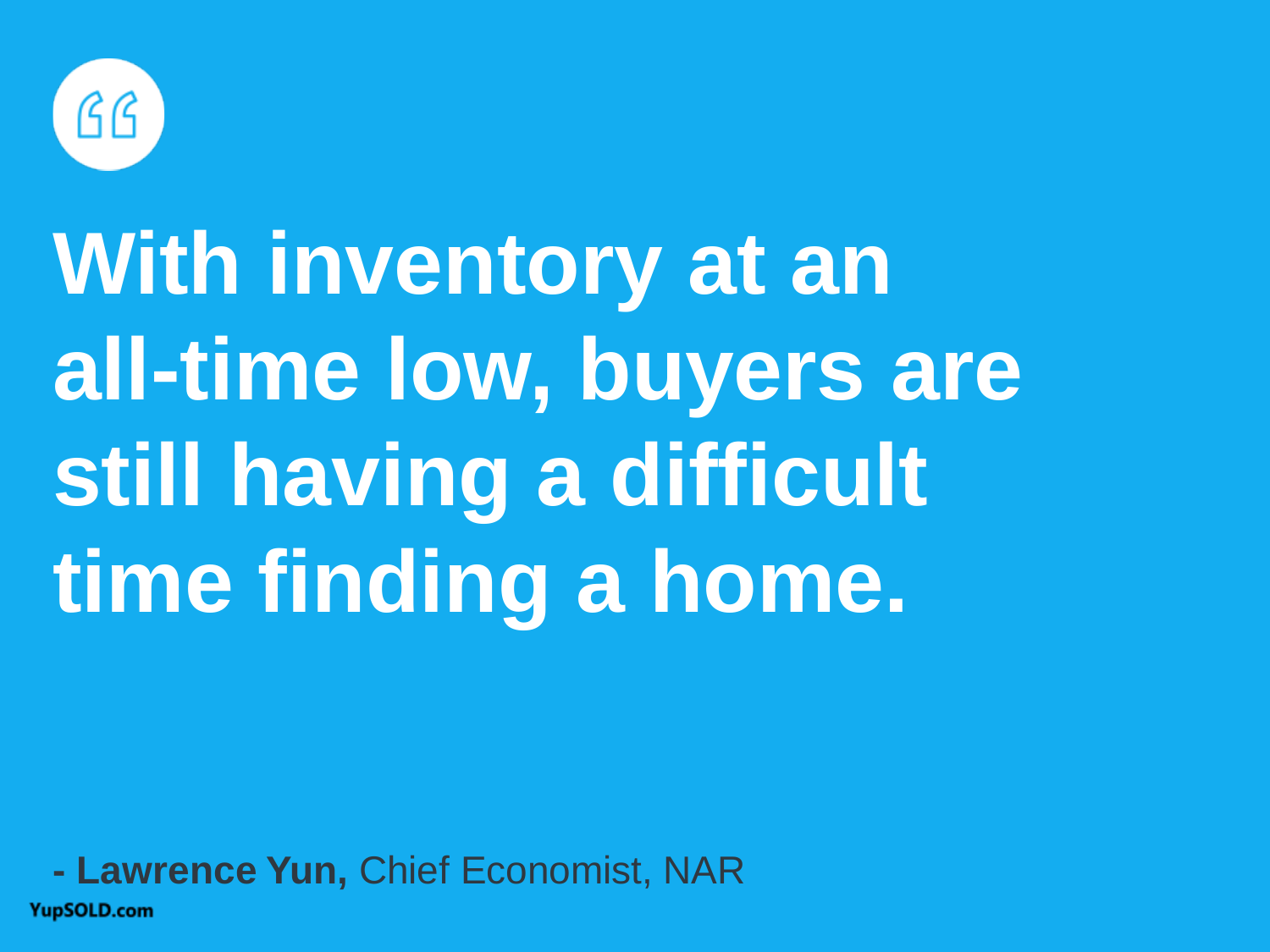# With inventory at an all-time low, buyers are still having a difficult time finding a home.

- **Lawrence Yun,** Chief Economist, NAR

YupSOLD.com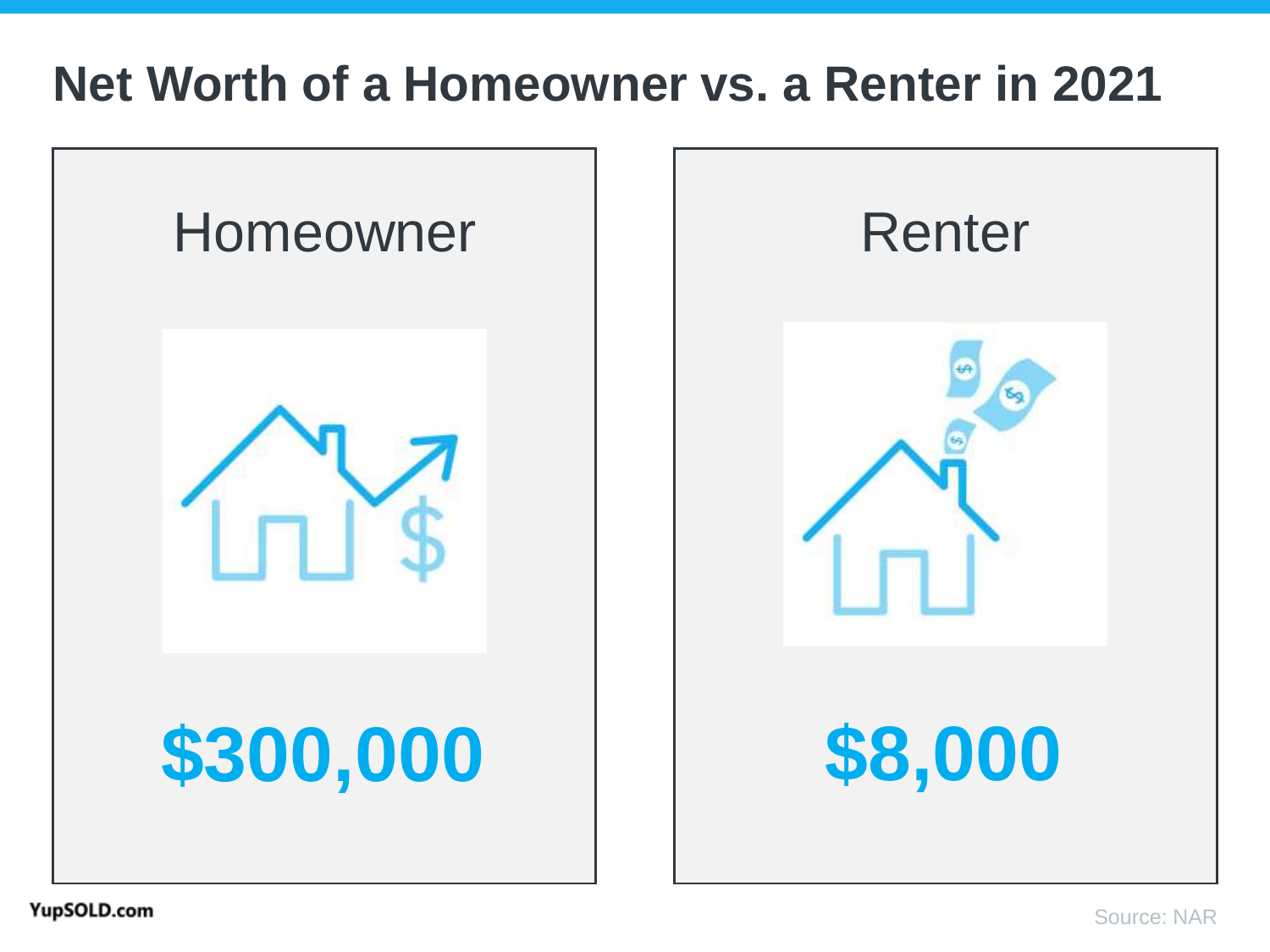# Net Worth of a Homeowner vs. a Renter in 2021

| Homeowner | Renter |
|---|---|
| **$300,000** | **$8,000** |

YupSOLD.com

Source: NAR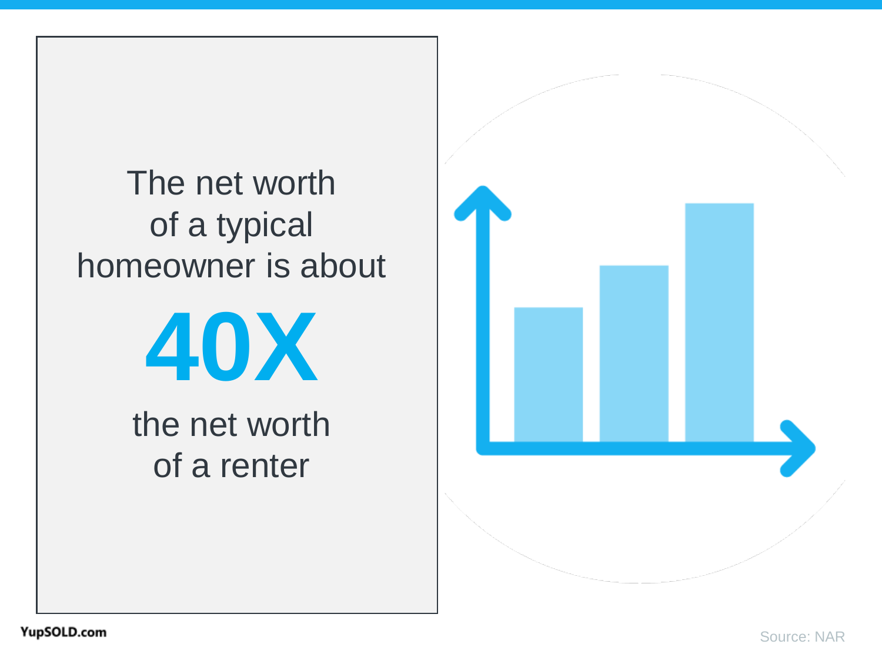The net worth of a typical homeowner is about

# 40X

the net worth of a renter

YupSOLD.com

Source: NAR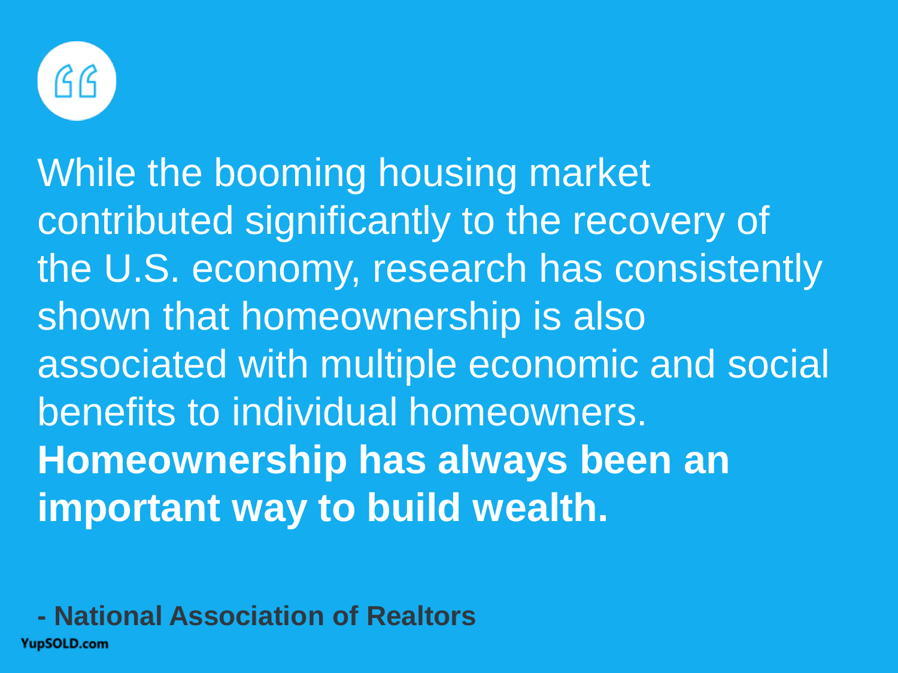While the booming housing market contributed significantly to the recovery of the U.S. economy, research has consistently shown that homeownership is also associated with multiple economic and social benefits to individual homeowners. **Homeownership has always been an important way to build wealth.**

**- National Association of Realtors**

YupSOLD.com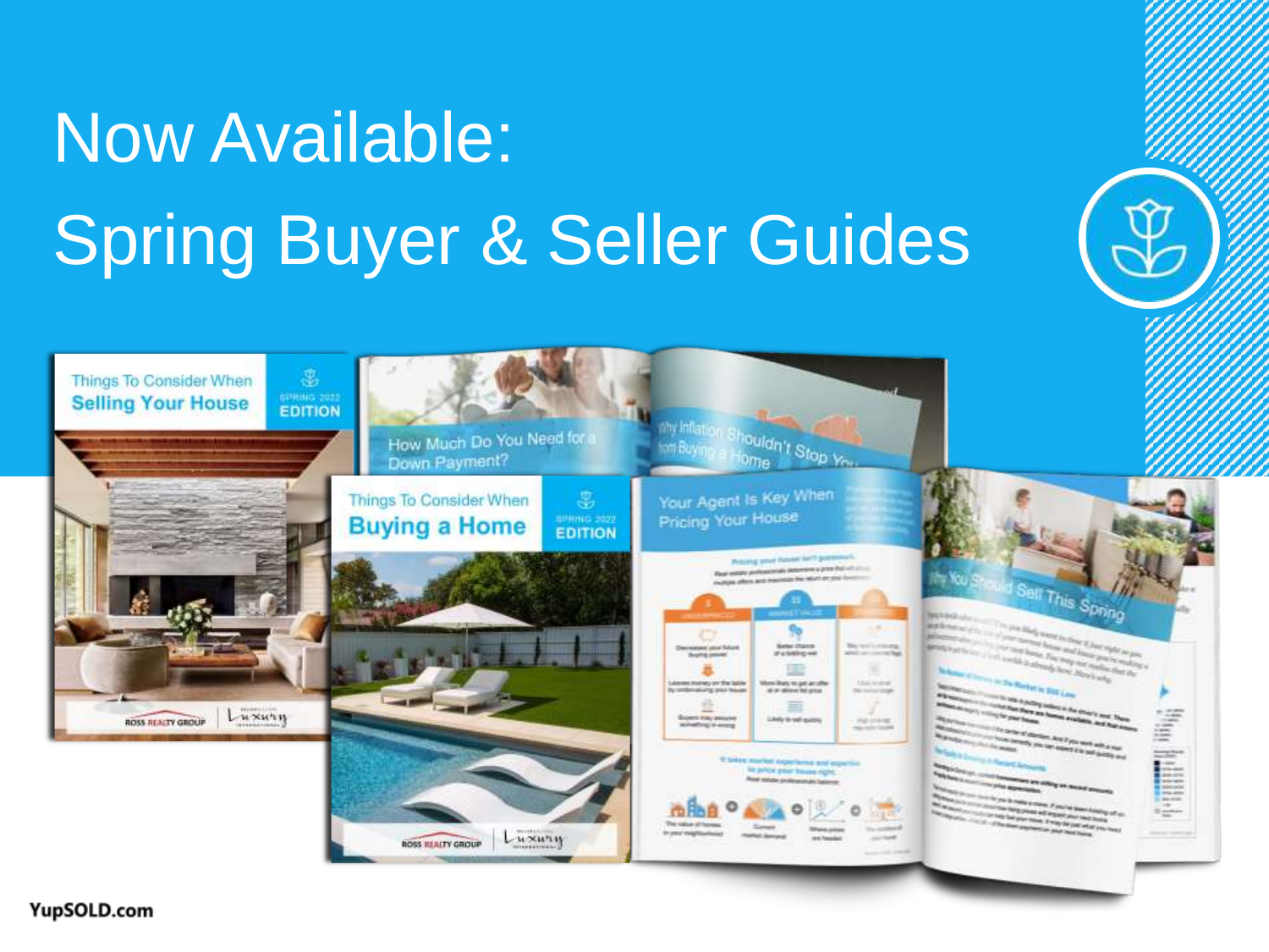# Now Available:
# Spring Buyer & Seller Guides

YupSOLD.com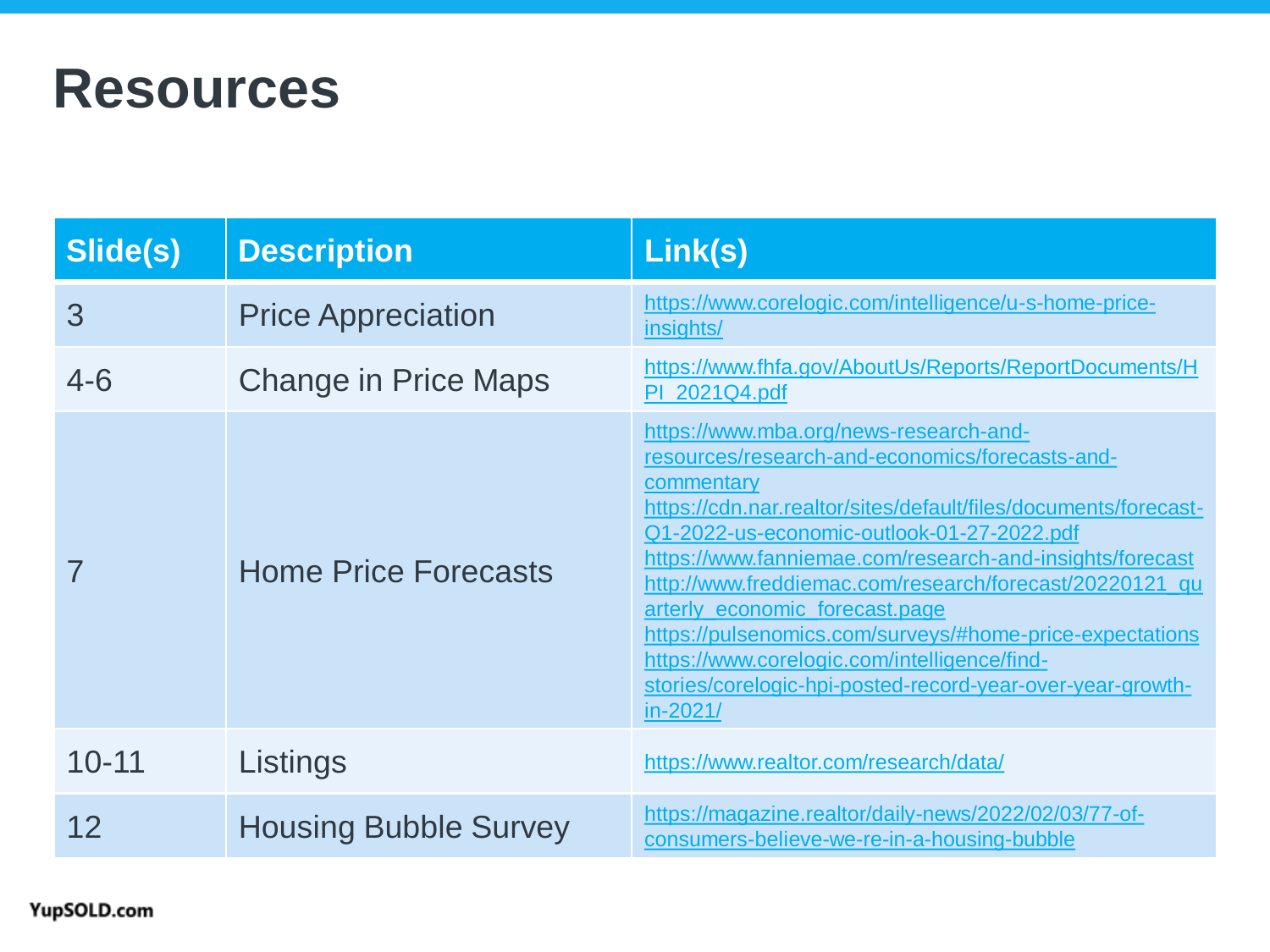# Resources

| Slide(s) | Description | Link(s) |
| --- | --- | --- |
| 3 | Price Appreciation | https://www.corelogic.com/intelligence/u-s-home-price-insights/ |
| 4-6 | Change in Price Maps | https://www.fhfa.gov/AboutUs/Reports/ReportDocuments/HPI_2021Q4.pdf |
| 7 | Home Price Forecasts | https://www.mba.org/news-research-and-resources/research-and-economics/forecasts-and-commentary<br>https://cdn.nar.realtor/sites/default/files/documents/forecast-Q1-2022-us-economic-outlook-01-27-2022.pdf<br>https://www.fanniemae.com/research-and-insights/forecast<br>http://www.freddiemac.com/research/forecast/20220121_quarterly_economic_forecast.page<br>https://pulsenomics.com/surveys/#home-price-expectations<br>https://www.corelogic.com/intelligence/find-stories/corelogic-hpi-posted-record-year-over-year-growth-in-2021/ |
| 10-11 | Listings | https://www.realtor.com/research/data/ |
| 12 | Housing Bubble Survey | https://magazine.realtor/daily-news/2022/02/03/77-of-consumers-believe-we-re-in-a-housing-bubble |

YupSOLD.com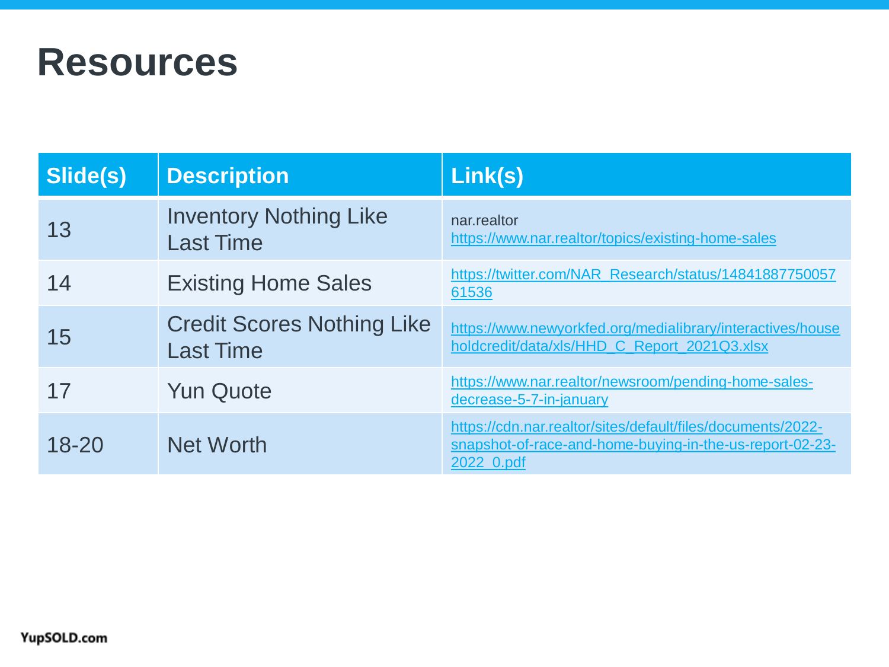# Resources

| Slide(s) | Description | Link(s) |
|---|---|---|
| 13 | Inventory Nothing Like Last Time | nar.realtor<br>https://www.nar.realtor/topics/existing-home-sales |
| 14 | Existing Home Sales | https://twitter.com/NAR_Research/status/1484188775005761536 |
| 15 | Credit Scores Nothing Like Last Time | https://www.newyorkfed.org/medialibrary/interactives/householdcredit/data/xls/HHD_C_Report_2021Q3.xlsx |
| 17 | Yun Quote | https://www.nar.realtor/newsroom/pending-home-sales-decrease-5-7-in-january |
| 18-20 | Net Worth | https://cdn.nar.realtor/sites/default/files/documents/2022-snapshot-of-race-and-home-buying-in-the-us-report-02-23-2022_0.pdf |

YupSOLD.com